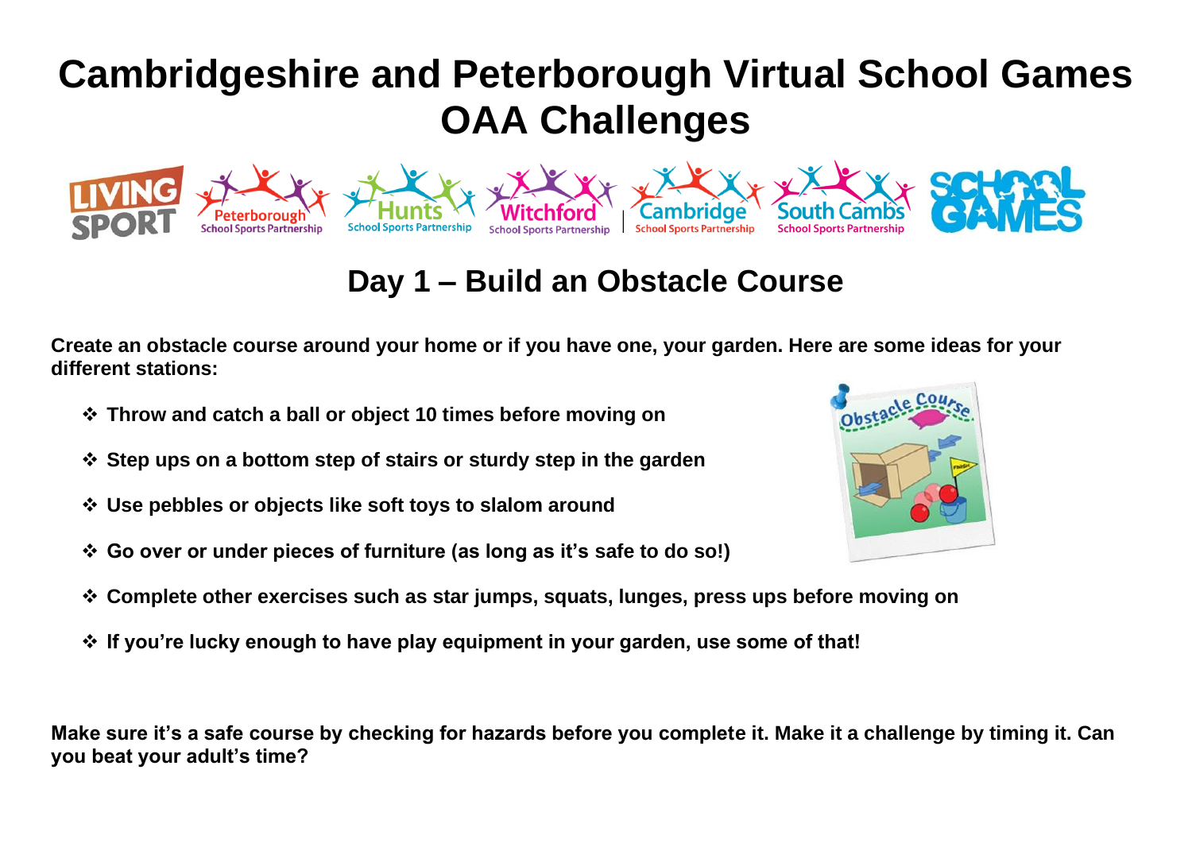# Cambridgeshire and Peterborough Virtual School Games OAA Challenges

## Day 1 – Build an Obstacle Course

**Create an obstacle course around your home or if you have one, your garden. Here are some ideas for your different stations:**

- **Throw and catch a ball or object 10 times before moving on**
- **Step ups on a bottom step of stairs or sturdy step in the garden**
- **Use pebbles or objects like soft toys to slalom around**
- **Go over or under pieces of furniture (as long as it's safe to do so!)**
- **Complete other exercises such as star jumps, squats, lunges, press ups before moving on**
- **If you're lucky enough to have play equipment in your garden, use some of that!**

**Make sure it's a safe course by checking for hazards before you complete it. Make it a challenge by timing it. Can you beat your adult's time?**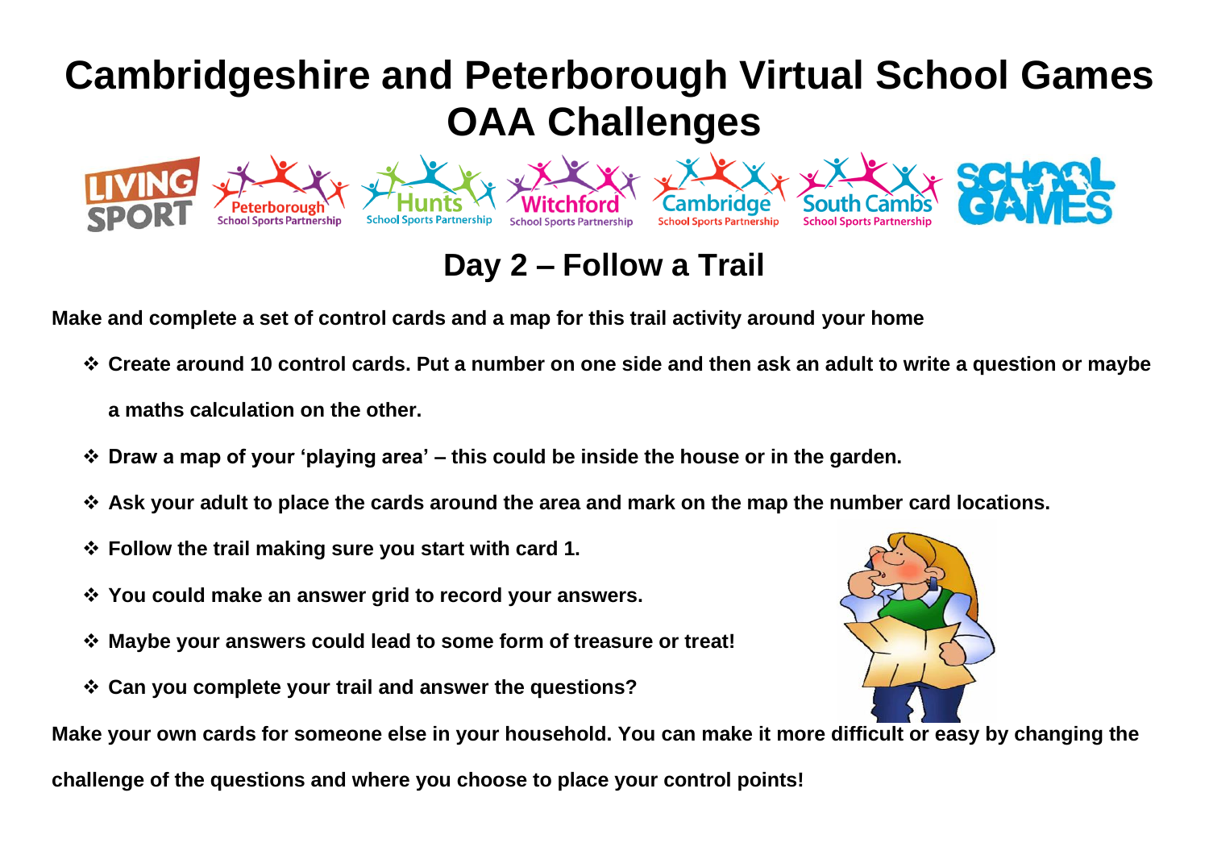# Cambridgeshire and Peterborough Virtual School Games OAA Challenges

## Day 2 – Follow a Trail

**Make and complete a set of control cards and a map for this trail activity around your home**

- **Create around 10 control cards. Put a number on one side and then ask an adult to write a question or maybe a maths calculation on the other.**
- **Draw a map of your 'playing area' – this could be inside the house or in the garden.**
- **Ask your adult to place the cards around the area and mark on the map the number card locations.**
- **Follow the trail making sure you start with card 1.**
- **You could make an answer grid to record your answers.**
- **Maybe your answers could lead to some form of treasure or treat!**
- **Can you complete your trail and answer the questions?**

**Make your own cards for someone else in your household. You can make it more difficult or easy by changing the challenge of the questions and where you choose to place your control points!**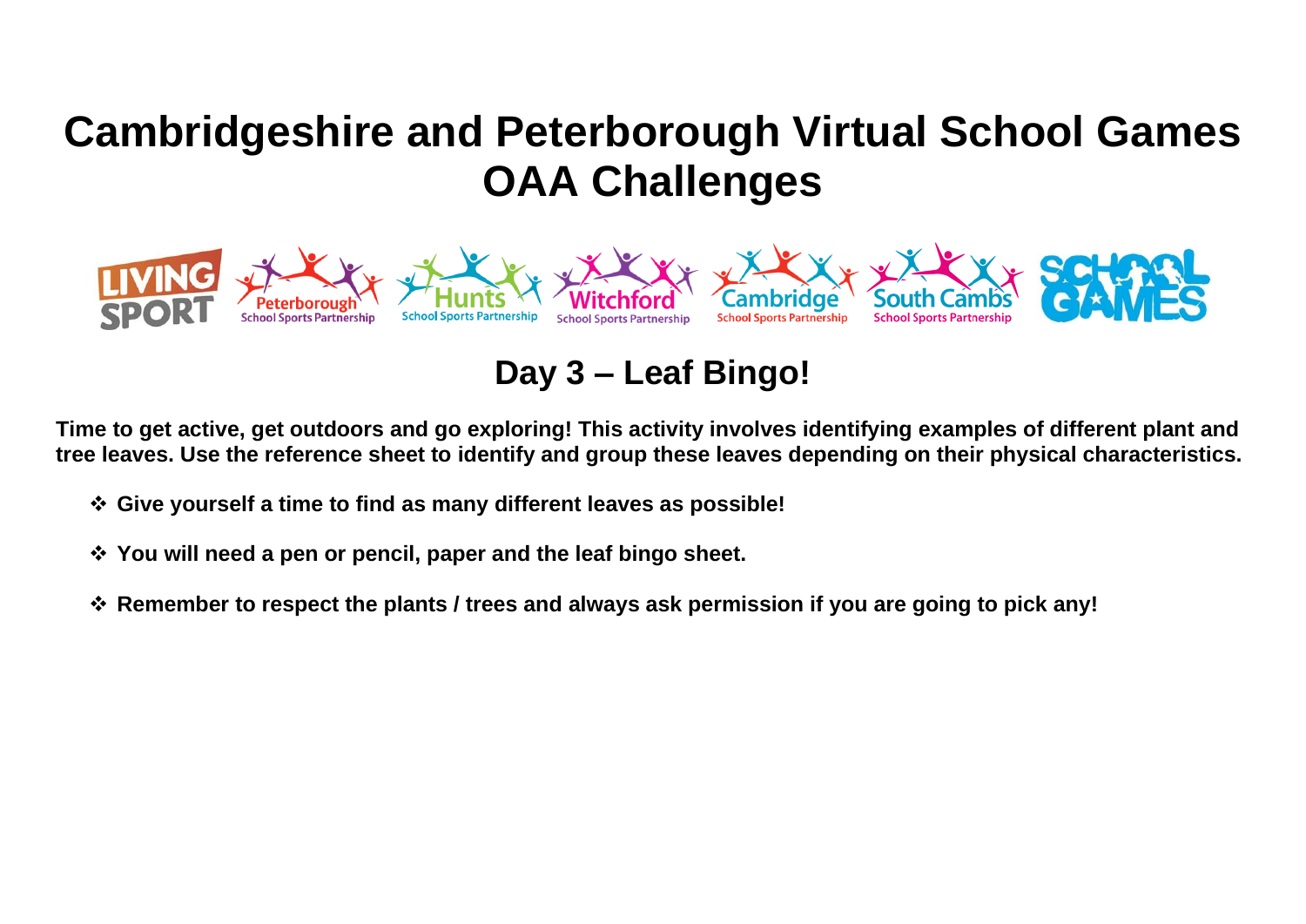# Cambridgeshire and Peterborough Virtual School Games OAA Challenges

## Day 3 – Leaf Bingo!

**Time to get active, get outdoors and go exploring! This activity involves identifying examples of different plant and tree leaves. Use the reference sheet to identify and group these leaves depending on their physical characteristics.**

- **Give yourself a time to find as many different leaves as possible!**
- **You will need a pen or pencil, paper and the leaf bingo sheet.**
- **Remember to respect the plants / trees and always ask permission if you are going to pick any!**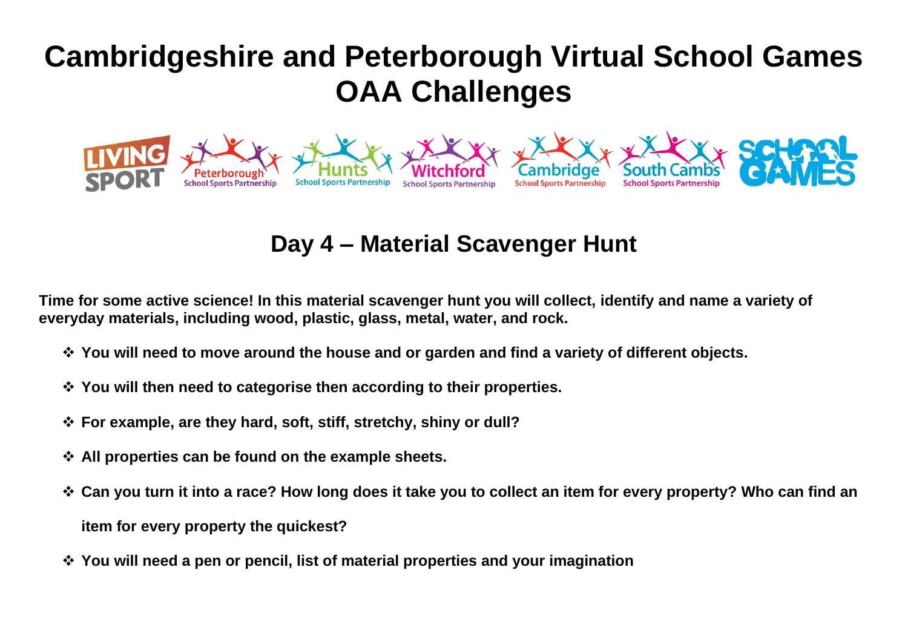# Cambridgeshire and Peterborough Virtual School Games OAA Challenges

## Day 4 – Material Scavenger Hunt

**Time for some active science! In this material scavenger hunt you will collect, identify and name a variety of everyday materials, including wood, plastic, glass, metal, water, and rock.**

- **You will need to move around the house and or garden and find a variety of different objects.**
- **You will then need to categorise then according to their properties.**
- **For example, are they hard, soft, stiff, stretchy, shiny or dull?**
- **All properties can be found on the example sheets.**
- **Can you turn it into a race? How long does it take you to collect an item for every property? Who can find an item for every property the quickest?**
- **You will need a pen or pencil, list of material properties and your imagination**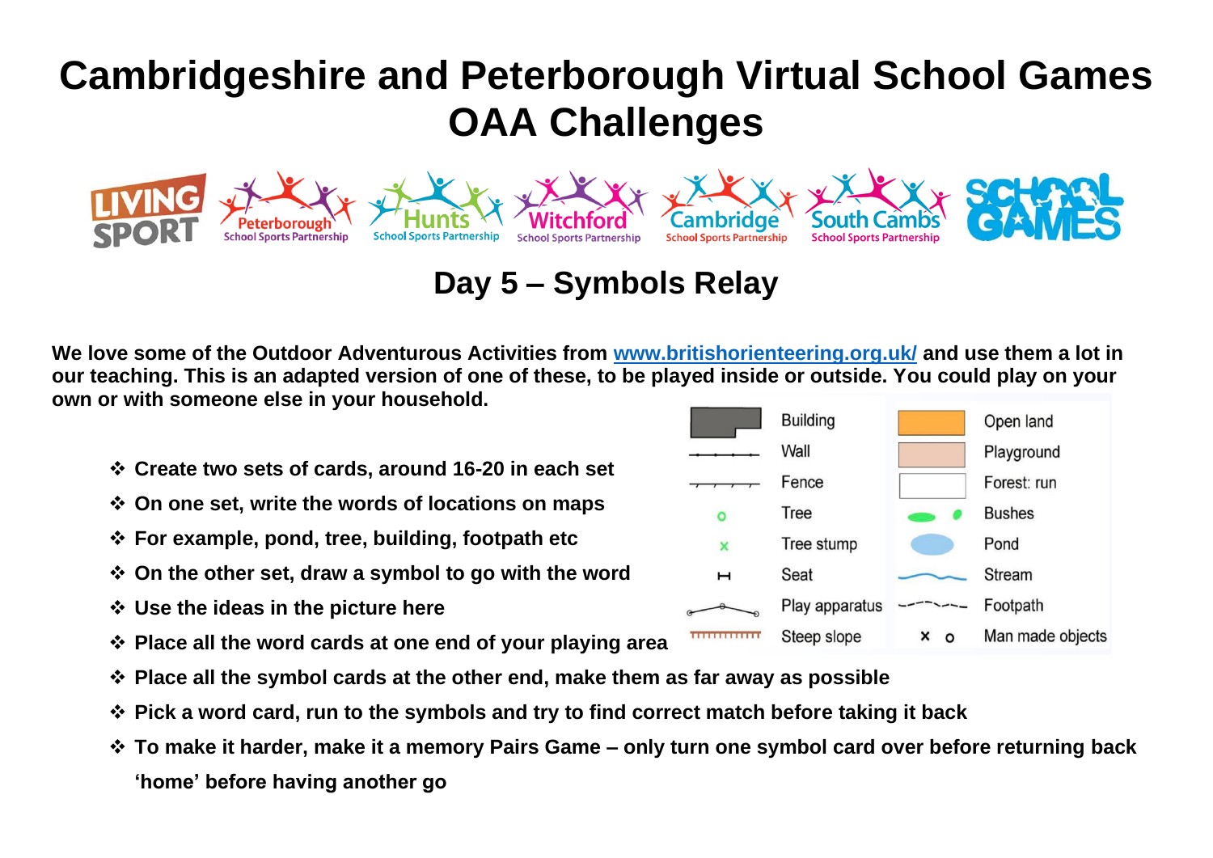# Cambridgeshire and Peterborough Virtual School Games OAA Challenges

## Day 5 – Symbols Relay

**We love some of the Outdoor Adventurous Activities from [www.britishorienteering.org.uk/](www.britishorienteering.org.uk/) and use them a lot in our teaching. This is an adapted version of one of these, to be played inside or outside. You could play on your own or with someone else in your household.**

| Symbol | Meaning | Symbol | Meaning |
|---|---|---|---|
| | Building | | Open land |
| | Wall | | Playground |
| | Fence | | Forest: run |
| o | Tree | | Bushes |
| x | Tree stump | | Pond |
| | Seat | | Stream |
| | Play apparatus | | Footpath |
| | Steep slope | x o | Man made objects |

- **Create two sets of cards, around 16-20 in each set**
- **On one set, write the words of locations on maps**
- **For example, pond, tree, building, footpath etc**
- **On the other set, draw a symbol to go with the word**
- **Use the ideas in the picture here**
- **Place all the word cards at one end of your playing area**
- **Place all the symbol cards at the other end, make them as far away as possible**
- **Pick a word card, run to the symbols and try to find correct match before taking it back**
- **To make it harder, make it a memory Pairs Game – only turn one symbol card over before returning back 'home' before having another go**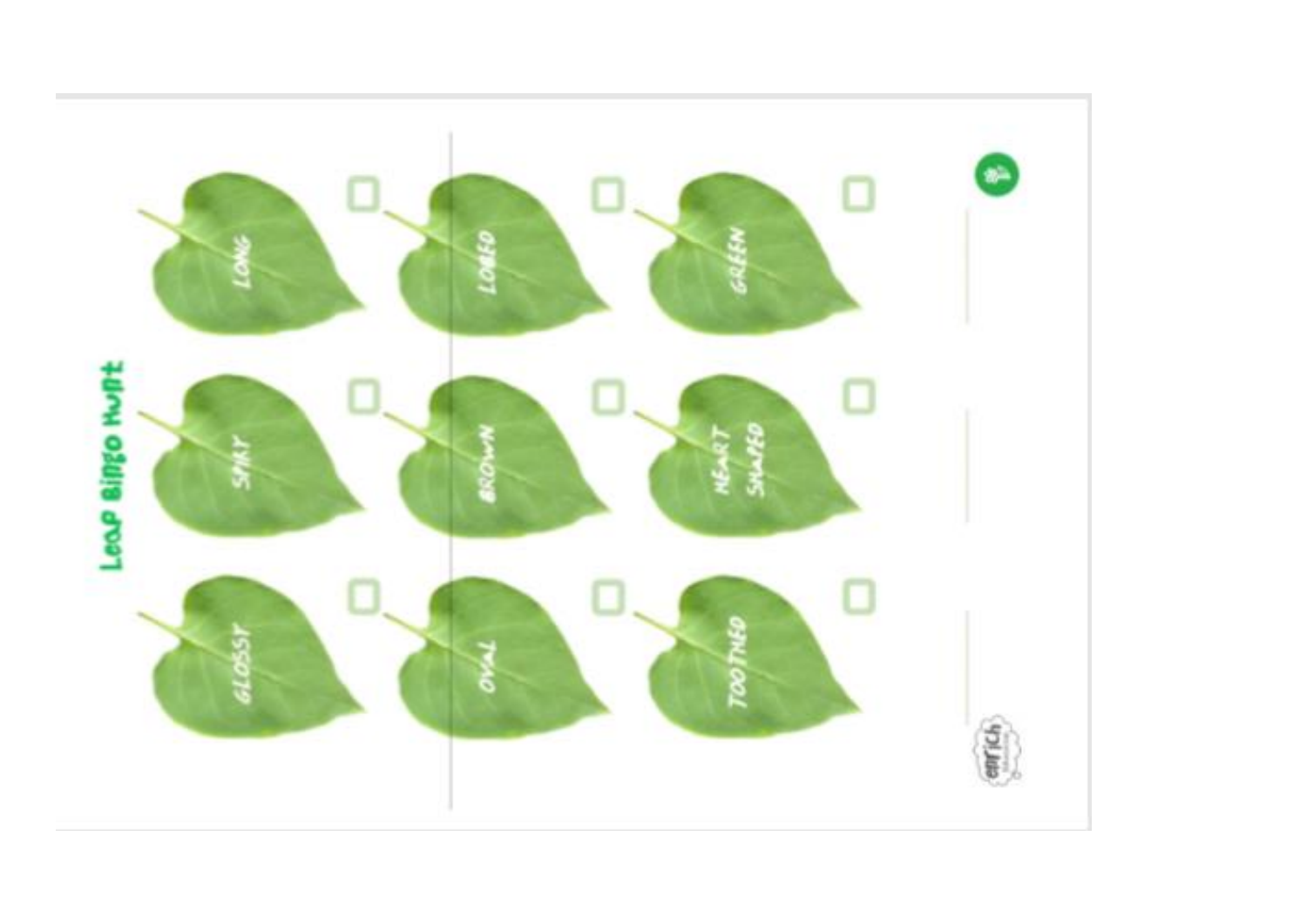# Leaf Bingo Hunt

| | | |
|---|---|---|
| GLOSSY ☐ | SPIKY ☐ | LONG ☐ |
| OVAL ☐ | BROWN ☐ | LOBED ☐ |
| TOOTHED ☐ | HEART SHAPED ☐ | GREEN ☐ |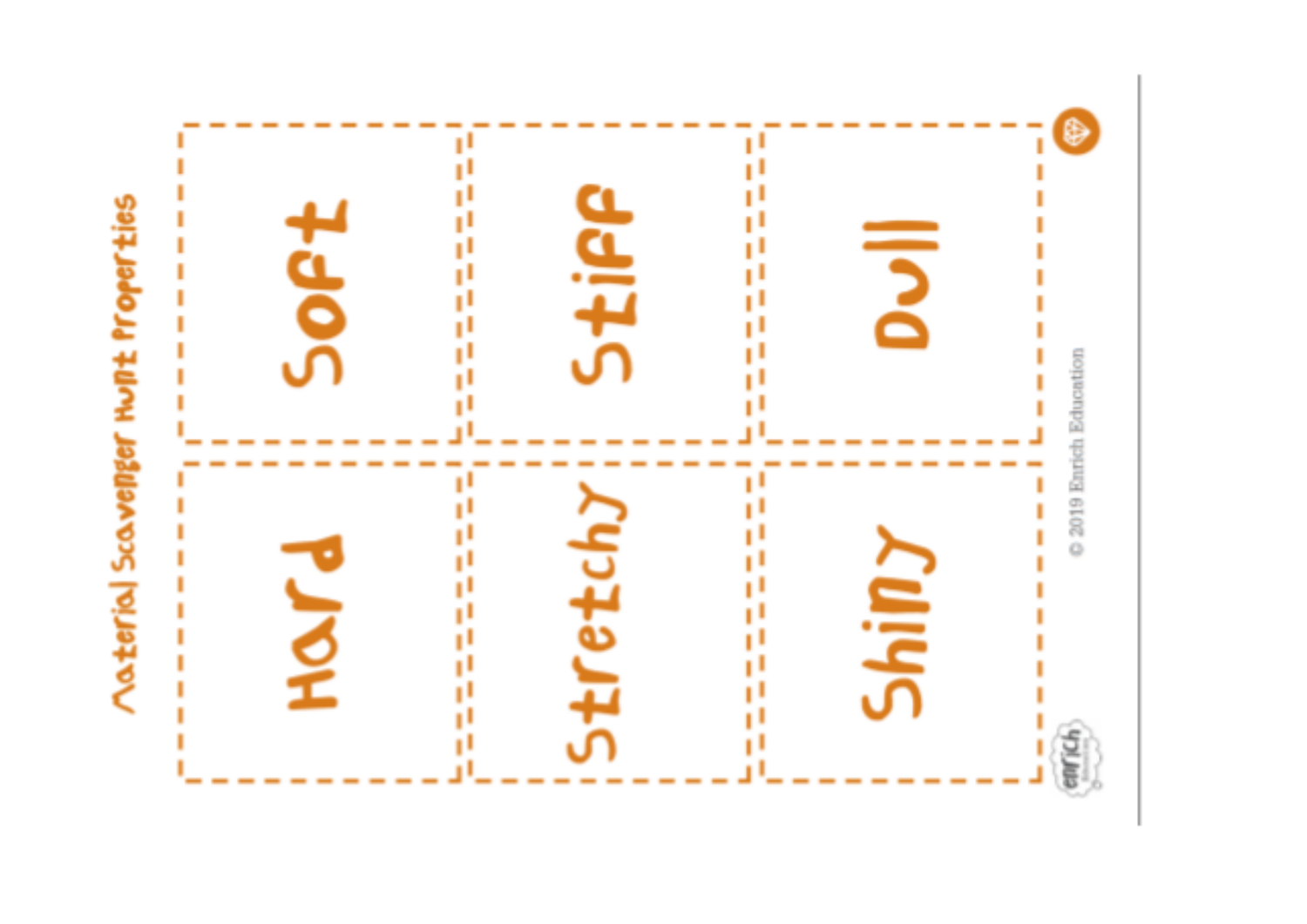# Material Scavenger Hunt Properties

| | |
|---|---|
| Soft | Hard |
| Stiff | Stretchy |
| Dull | Shiny |

© 2019 Enrich Education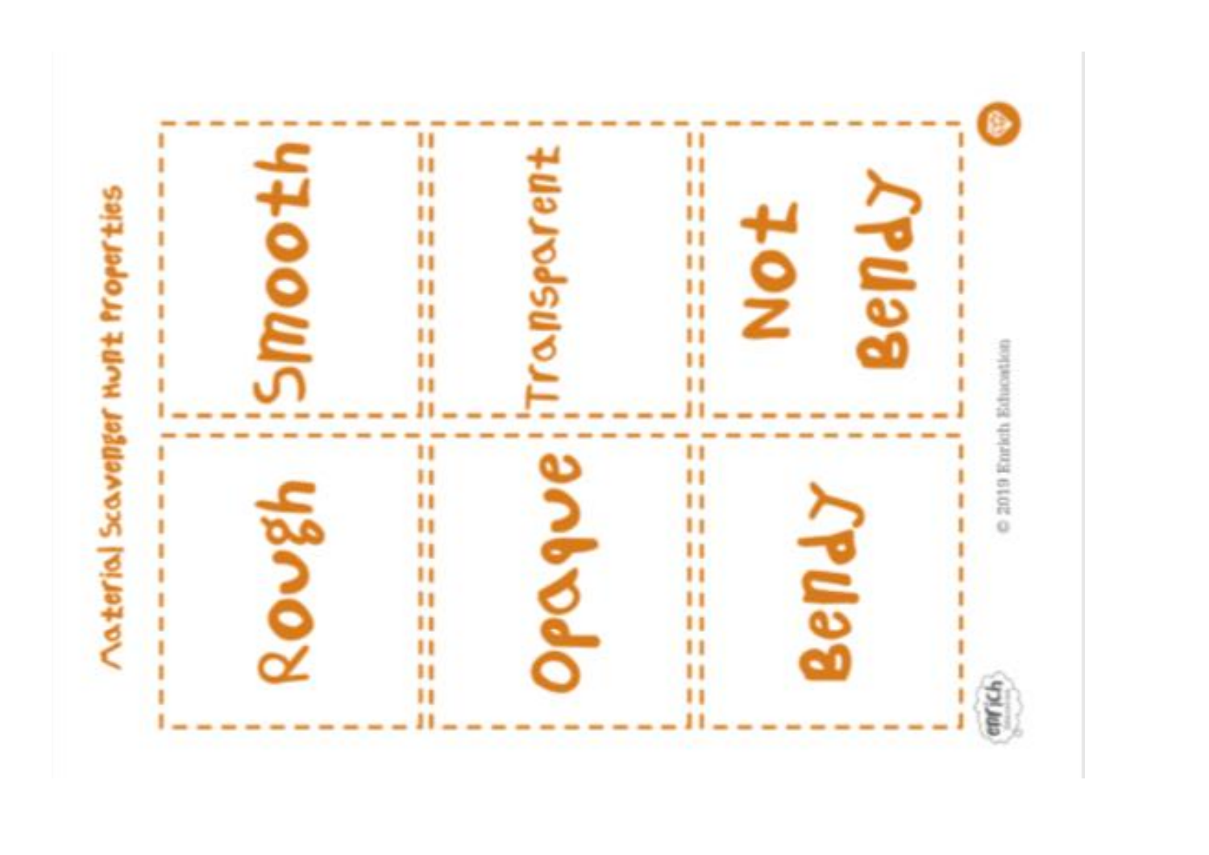# Material Scavenger Hunt Properties

| | |
|---|---|
| Rough | Smooth |
| Opaque | Transparent |
| Bendy | Not Bendy |

© 2019 Enrich Education